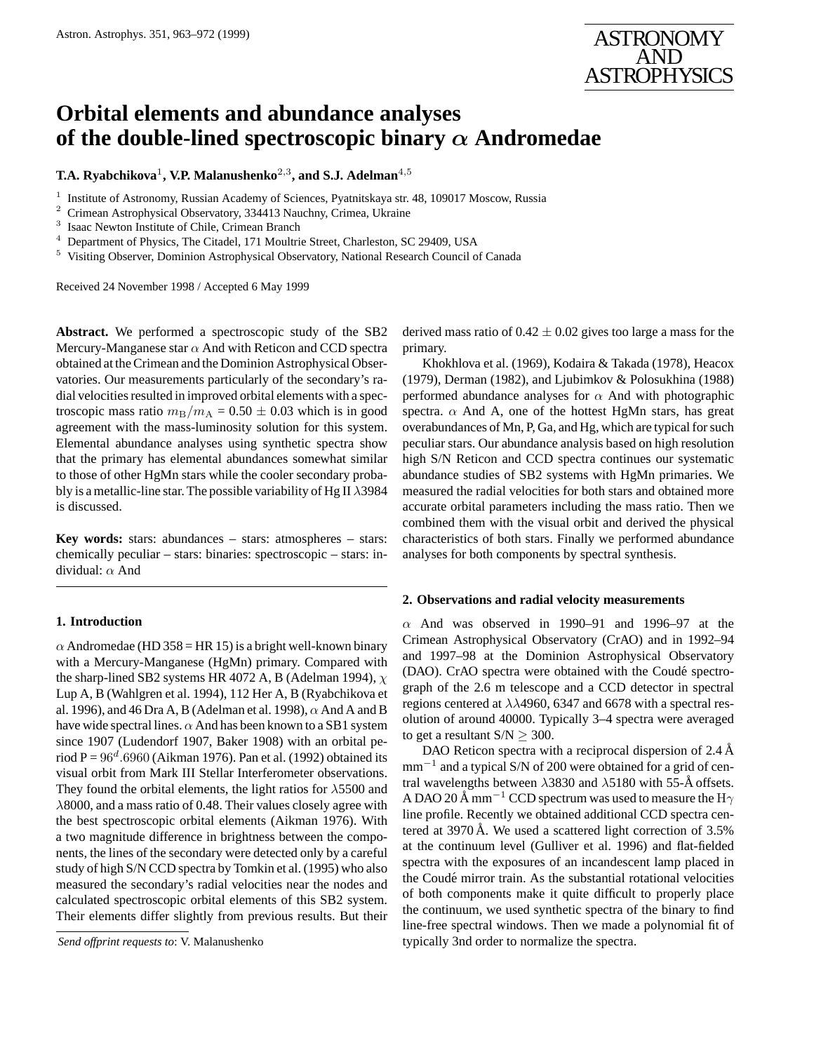# Orbital elements and abundance analyses of the double-lined spectroscopic binary $\alpha$ Andromedae

**T.A. Ryabchikova**[1], **V.P. Malanushenko**[2,3], **and S.J. Adelman**[4,5]

[1] Institute of Astronomy, Russian Academy of Sciences, Pyatnitskaya str. 48, 109017 Moscow, Russia
[2] Crimean Astrophysical Observatory, 334413 Nauchny, Crimea, Ukraine
[3] Isaac Newton Institute of Chile, Crimean Branch
[4] Department of Physics, The Citadel, 171 Moultrie Street, Charleston, SC 29409, USA
[5] Visiting Observer, Dominion Astrophysical Observatory, National Research Council of Canada

Received 24 November 1998 / Accepted 6 May 1999

**Abstract.** We performed a spectroscopic study of the SB2 Mercury-Manganese star $\alpha$ And with Reticon and CCD spectra obtained at the Crimean and the Dominion Astrophysical Observatories. Our measurements particularly of the secondary's radial velocities resulted in improved orbital elements with a spectroscopic mass ratio $m_{\rm B}/m_{\rm A}$ = 0.50 $\pm$ 0.03 which is in good agreement with the mass-luminosity solution for this system. Elemental abundance analyses using synthetic spectra show that the primary has elemental abundances somewhat similar to those of other HgMn stars while the cooler secondary probably is a metallic-line star. The possible variability of Hg II $\lambda$3984 is discussed.

**Key words:** stars: abundances – stars: atmospheres – stars: chemically peculiar – stars: binaries: spectroscopic – stars: individual: $\alpha$ And

## 1. Introduction

$\alpha$ Andromedae (HD 358 = HR 15) is a bright well-known binary with a Mercury-Manganese (HgMn) primary. Compared with the sharp-lined SB2 systems HR 4072 A, B (Adelman 1994), $\chi$ Lup A, B (Wahlgren et al. 1994), 112 Her A, B (Ryabchikova et al. 1996), and 46 Dra A, B (Adelman et al. 1998), $\alpha$ And A and B have wide spectral lines. $\alpha$ And has been known to a SB1 system since 1907 (Ludendorf 1907, Baker 1908) with an orbital period P = $96^d.6960$ (Aikman 1976). Pan et al. (1992) obtained its visual orbit from Mark III Stellar Interferometer observations. They found the orbital elements, the light ratios for $\lambda$5500 and $\lambda$8000, and a mass ratio of 0.48. Their values closely agree with the best spectroscopic orbital elements (Aikman 1976). With a two magnitude difference in brightness between the components, the lines of the secondary were detected only by a careful study of high S/N CCD spectra by Tomkin et al. (1995) who also measured the secondary's radial velocities near the nodes and calculated spectroscopic orbital elements of this SB2 system. Their elements differ slightly from previous results. But their derived mass ratio of 0.42 $\pm$ 0.02 gives too large a mass for the primary.

Khokhlova et al. (1969), Kodaira & Takada (1978), Heacox (1979), Derman (1982), and Ljubimkov & Polosukhina (1988) performed abundance analyses for $\alpha$ And with photographic spectra. $\alpha$ And A, one of the hottest HgMn stars, has great overabundances of Mn, P, Ga, and Hg, which are typical for such peculiar stars. Our abundance analysis based on high resolution high S/N Reticon and CCD spectra continues our systematic abundance studies of SB2 systems with HgMn primaries. We measured the radial velocities for both stars and obtained more accurate orbital parameters including the mass ratio. Then we combined them with the visual orbit and derived the physical characteristics of both stars. Finally we performed abundance analyses for both components by spectral synthesis.

## 2. Observations and radial velocity measurements

$\alpha$ And was observed in 1990–91 and 1996–97 at the Crimean Astrophysical Observatory (CrAO) and in 1992–94 and 1997–98 at the Dominion Astrophysical Observatory (DAO). CrAO spectra were obtained with the Coudé spectrograph of the 2.6 m telescope and a CCD detector in spectral regions centered at $\lambda\lambda$4960, 6347 and 6678 with a spectral resolution of around 40000. Typically 3–4 spectra were averaged to get a resultant S/N $\geq$ 300.

DAO Reticon spectra with a reciprocal dispersion of 2.4 Å mm$^{-1}$ and a typical S/N of 200 were obtained for a grid of central wavelengths between $\lambda$3830 and $\lambda$5180 with 55-Å offsets. A DAO 20 Å mm$^{-1}$ CCD spectrum was used to measure the H$\gamma$ line profile. Recently we obtained additional CCD spectra centered at 3970 Å. We used a scattered light correction of 3.5% at the continuum level (Gulliver et al. 1996) and flat-fielded spectra with the exposures of an incandescent lamp placed in the Coudé mirror train. As the substantial rotational velocities of both components make it quite difficult to properly place the continuum, we used synthetic spectra of the binary to find line-free spectral windows. Then we made a polynomial fit of typically 3nd order to normalize the spectra.

*Send offprint requests to*: V. Malanushenko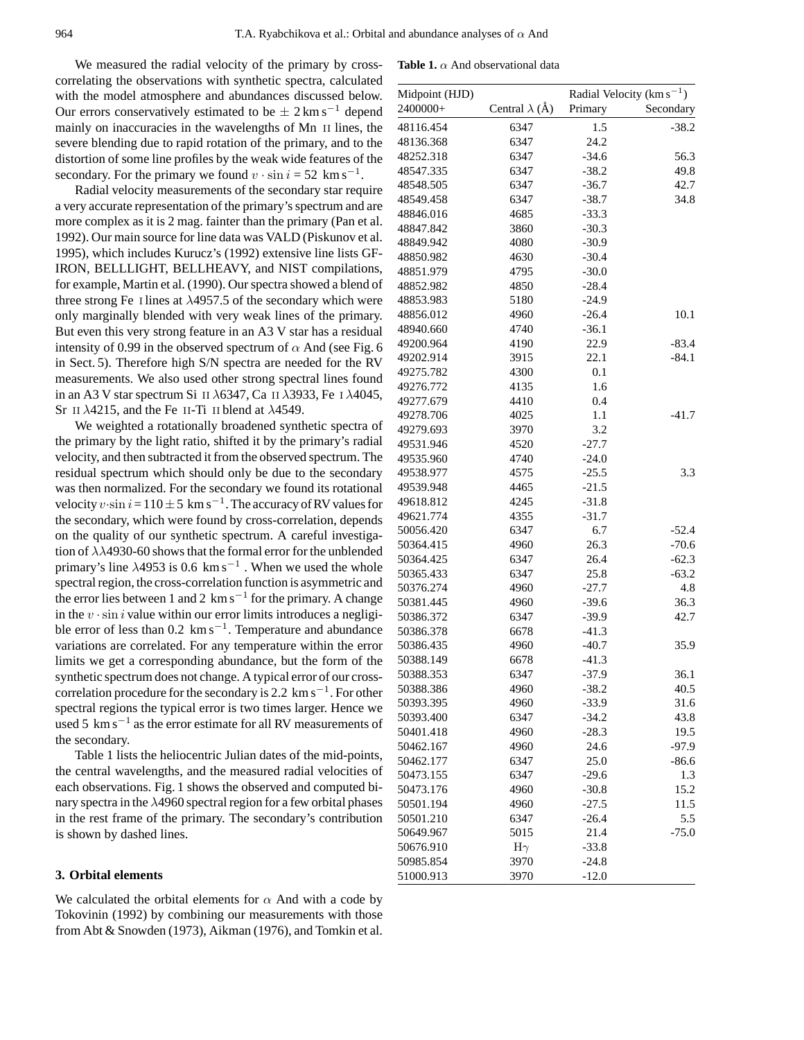We measured the radial velocity of the primary by cross-correlating the observations with synthetic spectra, calculated with the model atmosphere and abundances discussed below. Our errors conservatively estimated to be $\pm$ 2 km s$^{-1}$ depend mainly on inaccuracies in the wavelengths of Mn II lines, the severe blending due to rapid rotation of the primary, and to the distortion of some line profiles by the weak wide features of the secondary. For the primary we found $v \cdot \sin i$ = 52 km s$^{-1}$.

Radial velocity measurements of the secondary star require a very accurate representation of the primary's spectrum and are more complex as it is 2 mag. fainter than the primary (Pan et al. 1992). Our main source for line data was VALD (Piskunov et al. 1995), which includes Kurucz's (1992) extensive line lists GF-IRON, BELLLIGHT, BELLHEAVY, and NIST compilations, for example, Martin et al. (1990). Our spectra showed a blend of three strong Fe I lines at $\lambda$4957.5 of the secondary which were only marginally blended with very weak lines of the primary. But even this very strong feature in an A3 V star has a residual intensity of 0.99 in the observed spectrum of $\alpha$ And (see Fig. 6 in Sect. 5). Therefore high S/N spectra are needed for the RV measurements. We also used other strong spectral lines found in an A3 V star spectrum Si II $\lambda$6347, Ca II $\lambda$3933, Fe I $\lambda$4045, Sr II $\lambda$4215, and the Fe II-Ti II blend at $\lambda$4549.

We weighted a rotationally broadened synthetic spectra of the primary by the light ratio, shifted it by the primary's radial velocity, and then subtracted it from the observed spectrum. The residual spectrum which should only be due to the secondary was then normalized. For the secondary we found its rotational velocity $v \cdot \sin i = 110 \pm 5$ km s$^{-1}$. The accuracy of RV values for the secondary, which were found by cross-correlation, depends on the quality of our synthetic spectrum. A careful investigation of $\lambda\lambda$4930-60 shows that the formal error for the unblended primary's line $\lambda$4953 is 0.6 km s$^{-1}$ . When we used the whole spectral region, the cross-correlation function is asymmetric and the error lies between 1 and 2 km s$^{-1}$ for the primary. A change in the $v \cdot \sin i$ value within our error limits introduces a negligible error of less than 0.2 km s$^{-1}$. Temperature and abundance variations are correlated. For any temperature within the error limits we get a corresponding abundance, but the form of the synthetic spectrum does not change. A typical error of our cross-correlation procedure for the secondary is 2.2 km s$^{-1}$. For other spectral regions the typical error is two times larger. Hence we used 5 km s$^{-1}$ as the error estimate for all RV measurements of the secondary.

Table 1 lists the heliocentric Julian dates of the mid-points, the central wavelengths, and the measured radial velocities of each observations. Fig. 1 shows the observed and computed binary spectra in the $\lambda$4960 spectral region for a few orbital phases in the rest frame of the primary. The secondary's contribution is shown by dashed lines.

**Table 1.** $\alpha$ And observational data

| Midpoint (HJD) | | Radial Velocity (km s$^{-1}$) | |
|---|---|---|---|
| 2400000+ | Central $\lambda$ (Å) | Primary | Secondary |
| 48116.454 | 6347 | 1.5 | -38.2 |
| 48136.368 | 6347 | 24.2 | |
| 48252.318 | 6347 | -34.6 | 56.3 |
| 48547.335 | 6347 | -38.2 | 49.8 |
| 48548.505 | 6347 | -36.7 | 42.7 |
| 48549.458 | 6347 | -38.7 | 34.8 |
| 48846.016 | 4685 | -33.3 | |
| 48847.842 | 3860 | -30.3 | |
| 48849.942 | 4080 | -30.9 | |
| 48850.982 | 4630 | -30.4 | |
| 48851.979 | 4795 | -30.0 | |
| 48852.982 | 4850 | -28.4 | |
| 48853.983 | 5180 | -24.9 | |
| 48856.012 | 4960 | -26.4 | 10.1 |
| 48940.660 | 4740 | -36.1 | |
| 49200.964 | 4190 | 22.9 | -83.4 |
| 49202.914 | 3915 | 22.1 | -84.1 |
| 49275.782 | 4300 | 0.1 | |
| 49276.772 | 4135 | 1.6 | |
| 49277.679 | 4410 | 0.4 | |
| 49278.706 | 4025 | 1.1 | -41.7 |
| 49279.693 | 3970 | 3.2 | |
| 49531.946 | 4520 | -27.7 | |
| 49535.960 | 4740 | -24.0 | |
| 49538.977 | 4575 | -25.5 | 3.3 |
| 49539.948 | 4465 | -21.5 | |
| 49618.812 | 4245 | -31.8 | |
| 49621.774 | 4355 | -31.7 | |
| 50056.420 | 6347 | 6.7 | -52.4 |
| 50364.415 | 4960 | 26.3 | -70.6 |
| 50364.425 | 6347 | 26.4 | -62.3 |
| 50365.433 | 6347 | 25.8 | -63.2 |
| 50376.274 | 4960 | -27.7 | 4.8 |
| 50381.445 | 4960 | -39.6 | 36.3 |
| 50386.372 | 6347 | -39.9 | 42.7 |
| 50386.378 | 6678 | -41.3 | |
| 50386.435 | 4960 | -40.7 | 35.9 |
| 50388.149 | 6678 | -41.3 | |
| 50388.353 | 6347 | -37.9 | 36.1 |
| 50388.386 | 4960 | -38.2 | 40.5 |
| 50393.395 | 4960 | -33.9 | 31.6 |
| 50393.400 | 6347 | -34.2 | 43.8 |
| 50401.418 | 4960 | -28.3 | 19.5 |
| 50462.167 | 4960 | 24.6 | -97.9 |
| 50462.177 | 6347 | 25.0 | -86.6 |
| 50473.155 | 6347 | -29.6 | 1.3 |
| 50473.176 | 4960 | -30.8 | 15.2 |
| 50501.194 | 4960 | -27.5 | 11.5 |
| 50501.210 | 6347 | -26.4 | 5.5 |
| 50649.967 | 5015 | 21.4 | -75.0 |
| 50676.910 | H$\gamma$ | -33.8 | |
| 50985.854 | 3970 | -24.8 | |
| 51000.913 | 3970 | -12.0 | |

## 3. Orbital elements

We calculated the orbital elements for $\alpha$ And with a code by Tokovinin (1992) by combining our measurements with those from Abt & Snowden (1973), Aikman (1976), and Tomkin et al.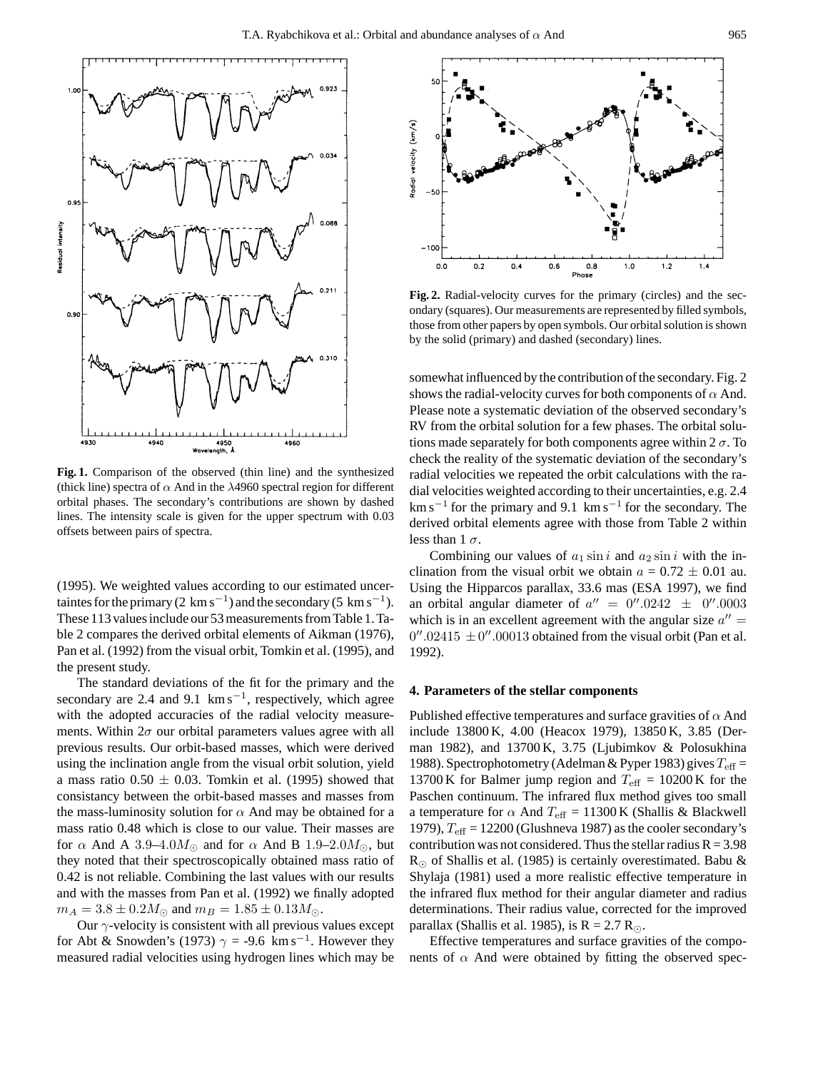**Fig. 1.** Comparison of the observed (thin line) and the synthesized (thick line) spectra of $\alpha$ And in the $\lambda$4960 spectral region for different orbital phases. The secondary's contributions are shown by dashed lines. The intensity scale is given for the upper spectrum with 0.03 offsets between pairs of spectra.

(1995). We weighted values according to our estimated uncertaintes for the primary (2 $\mathrm{km\,s^{-1}}$) and the secondary (5 $\mathrm{km\,s^{-1}}$). These 113 values include our 53 measurements from Table 1. Table 2 compares the derived orbital elements of Aikman (1976), Pan et al. (1992) from the visual orbit, Tomkin et al. (1995), and the present study.

The standard deviations of the fit for the primary and the secondary are 2.4 and 9.1 $\mathrm{km\,s^{-1}}$, respectively, which agree with the adopted accuracies of the radial velocity measurements. Within $2\sigma$ our orbital parameters values agree with all previous results. Our orbit-based masses, which were derived using the inclination angle from the visual orbit solution, yield a mass ratio $0.50 \pm 0.03$. Tomkin et al. (1995) showed that consistancy between the orbit-based masses and masses from the mass-luminosity solution for $\alpha$ And may be obtained for a mass ratio 0.48 which is close to our value. Their masses are for $\alpha$ And A $3.9$–$4.0 M_{\odot}$ and for $\alpha$ And B $1.9$–$2.0 M_{\odot}$, but they noted that their spectroscopically obtained mass ratio of 0.42 is not reliable. Combining the last values with our results and with the masses from Pan et al. (1992) we finally adopted $m_A = 3.8 \pm 0.2 M_{\odot}$ and $m_B = 1.85 \pm 0.13 M_{\odot}$.

Our $\gamma$-velocity is consistent with all previous values except for Abt & Snowden's (1973) $\gamma$ = -9.6 $\mathrm{km\,s^{-1}}$. However they measured radial velocities using hydrogen lines which may be somewhat influenced by the contribution of the secondary. Fig. 2 shows the radial-velocity curves for both components of $\alpha$ And. Please note a systematic deviation of the observed secondary's RV from the orbital solution for a few phases. The orbital solutions made separately for both components agree within $2\,\sigma$. To check the reality of the systematic deviation of the secondary's radial velocities we repeated the orbit calculations with the radial velocities weighted according to their uncertainties, e.g. 2.4 $\mathrm{km\,s^{-1}}$ for the primary and 9.1 $\mathrm{km\,s^{-1}}$ for the secondary. The derived orbital elements agree with those from Table 2 within less than $1\,\sigma$.

**Fig. 2.** Radial-velocity curves for the primary (circles) and the secondary (squares). Our measurements are represented by filled symbols, those from other papers by open symbols. Our orbital solution is shown by the solid (primary) and dashed (secondary) lines.

Combining our values of $a_1 \sin i$ and $a_2 \sin i$ with the inclination from the visual orbit we obtain $a = 0.72 \pm 0.01$ au. Using the Hipparcos parallax, 33.6 mas (ESA 1997), we find an orbital angular diameter of $a'' = 0''.0242 \pm 0''.0003$ which is in an excellent agreement with the angular size $a'' = 0''.02415 \pm 0''.00013$ obtained from the visual orbit (Pan et al. 1992).

## 4. Parameters of the stellar components

Published effective temperatures and surface gravities of $\alpha$ And include 13800 K, 4.00 (Heacox 1979), 13850 K, 3.85 (Derman 1982), and 13700 K, 3.75 (Ljubimkov & Polosukhina 1988). Spectrophotometry (Adelman & Pyper 1983) gives $T_{\rm eff}$ = 13700 K for Balmer jump region and $T_{\rm eff}$ = 10200 K for the Paschen continuum. The infrared flux method gives too small a temperature for $\alpha$ And $T_{\rm eff}$ = 11300 K (Shallis & Blackwell 1979), $T_{\rm eff}$ = 12200 (Glushneva 1987) as the cooler secondary's contribution was not considered. Thus the stellar radius R = 3.98 $R_{\odot}$ of Shallis et al. (1985) is certainly overestimated. Babu & Shylaja (1981) used a more realistic effective temperature in the infrared flux method for their angular diameter and radius determinations. Their radius value, corrected for the improved parallax (Shallis et al. 1985), is R = 2.7 $R_{\odot}$.

Effective temperatures and surface gravities of the components of $\alpha$ And were obtained by fitting the observed spec-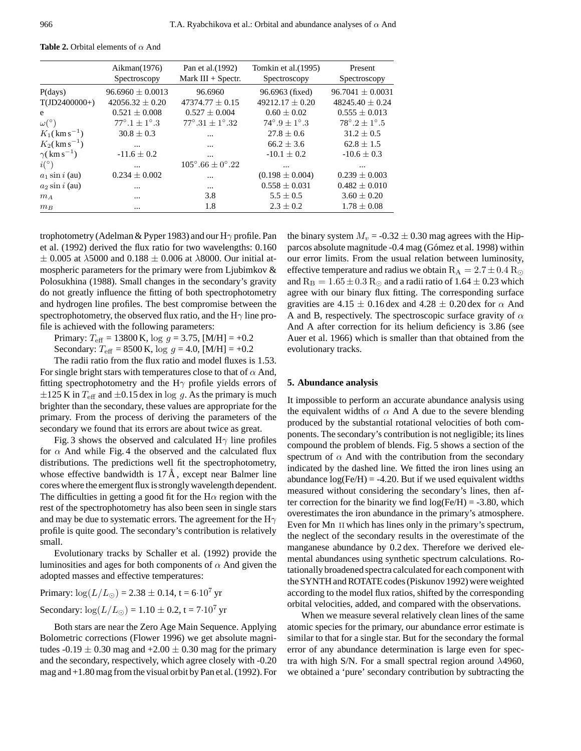**Table 2.** Orbital elements of $\alpha$ And

| | Aikman(1976) Spectroscopy | Pan et al.(1992) Mark III + Spectr. | Tomkin et al.(1995) Spectroscopy | Present Spectroscopy |
|---|---|---|---|---|
| P(days) | $96.6960 \pm 0.0013$ | 96.6960 | 96.6963 (fixed) | $96.7041 \pm 0.0031$ |
| T(JD2400000+) | $42056.32 \pm 0.20$ | $47374.77 \pm 0.15$ | $49212.17 \pm 0.20$ | $48245.40 \pm 0.24$ |
| e | $0.521 \pm 0.008$ | $0.527 \pm 0.004$ | $0.60 \pm 0.02$ | $0.555 \pm 0.013$ |
| $\omega(^\circ)$ | $77^\circ.1 \pm 1^\circ.3$ | $77^\circ.31 \pm 1^\circ.32$ | $74^\circ.9 \pm 1^\circ.3$ | $78^\circ.2 \pm 1^\circ.5$ |
| $K_1(\mathrm{km\,s^{-1}})$ | $30.8 \pm 0.3$ | ... | $27.8 \pm 0.6$ | $31.2 \pm 0.5$ |
| $K_2(\mathrm{km\,s^{-1}})$ | ... | ... | $66.2 \pm 3.6$ | $62.8 \pm 1.5$ |
| $\gamma(\mathrm{km\,s^{-1}})$ | $-11.6 \pm 0.2$ | ... | $-10.1 \pm 0.2$ | $-10.6 \pm 0.3$ |
| $i(^\circ)$ | ... | $105^\circ.66 \pm 0^\circ.22$ | ... | ... |
| $a_1 \sin i$ (au) | $0.234 \pm 0.002$ | ... | $(0.198 \pm 0.004)$ | $0.239 \pm 0.003$ |
| $a_2 \sin i$ (au) | ... | ... | $0.558 \pm 0.031$ | $0.482 \pm 0.010$ |
| $m_A$ | ... | 3.8 | $5.5 \pm 0.5$ | $3.60 \pm 0.20$ |
| $m_B$ | ... | 1.8 | $2.3 \pm 0.2$ | $1.78 \pm 0.08$ |

trophotometry (Adelman & Pyper 1983) and our H$\gamma$ profile. Pan et al. (1992) derived the flux ratio for two wavelengths: 0.160 $\pm$ 0.005 at $\lambda$5000 and 0.188 $\pm$ 0.006 at $\lambda$8000. Our initial atmospheric parameters for the primary were from Ljubimkov & Polosukhina (1988). Small changes in the secondary's gravity do not greatly influence the fitting of both spectrophotometry and hydrogen line profiles. The best compromise between the spectrophotometry, the observed flux ratio, and the H$\gamma$ line profile is achieved with the following parameters:

Primary: $T_{\rm eff}$ = 13800 K, $\log\ g$ = 3.75, [M/H] = +0.2

Secondary: $T_{\rm eff}$ = 8500 K, $\log\ g$ = 4.0, [M/H] = +0.2

The radii ratio from the flux ratio and model fluxes is 1.53. For single bright stars with temperatures close to that of $\alpha$ And, fitting spectrophotometry and the H$\gamma$ profile yields errors of $\pm$125 K in $T_{\rm eff}$ and $\pm$0.15 dex in $\log\ g$. As the primary is much brighter than the secondary, these values are appropriate for the primary. From the process of deriving the parameters of the secondary we found that its errors are about twice as great.

Fig. 3 shows the observed and calculated H$\gamma$ line profiles for $\alpha$ And while Fig. 4 the observed and the calculated flux distributions. The predictions well fit the spectrophotometry, whose effective bandwidth is 17 Å , except near Balmer line cores where the emergent flux is strongly wavelength dependent. The difficulties in getting a good fit for the H$\alpha$ region with the rest of the spectrophotometry has also been seen in single stars and may be due to systematic errors. The agreement for the H$\gamma$ profile is quite good. The secondary's contribution is relatively small.

Evolutionary tracks by Schaller et al. (1992) provide the luminosities and ages for both components of $\alpha$ And given the adopted masses and effective temperatures:

Primary: $\log(L/L_\odot)$ = 2.38 $\pm$ 0.14, t = $6{\cdot}10^7$ yr

Secondary: $\log(L/L_\odot)$ = 1.10 $\pm$ 0.2, t = $7{\cdot}10^7$ yr

Both stars are near the Zero Age Main Sequence. Applying Bolometric corrections (Flower 1996) we get absolute magnitudes -0.19 $\pm$ 0.30 mag and +2.00 $\pm$ 0.30 mag for the primary and the secondary, respectively, which agree closely with -0.20 mag and +1.80 mag from the visual orbit by Pan et al. (1992). For the binary system $M_v$ = -0.32 $\pm$ 0.30 mag agrees with the Hipparcos absolute magnitude -0.4 mag (Gómez et al. 1998) within our error limits. From the usual relation between luminosity, effective temperature and radius we obtain $\mathrm{R_A} = 2.7 \pm 0.4\ \mathrm{R_\odot}$ and $\mathrm{R_B} = 1.65 \pm 0.3\ \mathrm{R_\odot}$ and a radii ratio of 1.64 $\pm$ 0.23 which agree with our binary flux fitting. The corresponding surface gravities are 4.15 $\pm$ 0.16 dex and 4.28 $\pm$ 0.20 dex for $\alpha$ And A and B, respectively. The spectroscopic surface gravity of $\alpha$ And A after correction for its helium deficiency is 3.86 (see Auer et al. 1966) which is smaller than that obtained from the evolutionary tracks.

## 5. Abundance analysis

It impossible to perform an accurate abundance analysis using the equivalent widths of $\alpha$ And A due to the severe blending produced by the substantial rotational velocities of both components. The secondary's contribution is not negligible; its lines compound the problem of blends. Fig. 5 shows a section of the spectrum of $\alpha$ And with the contribution from the secondary indicated by the dashed line. We fitted the iron lines using an abundance log(Fe/H) = -4.20. But if we used equivalent widths measured without considering the secondary's lines, then after correction for the binarity we find log(Fe/H) = -3.80, which overestimates the iron abundance in the primary's atmosphere. Even for Mn II which has lines only in the primary's spectrum, the neglect of the secondary results in the overestimate of the manganese abundance by 0.2 dex. Therefore we derived elemental abundances using synthetic spectrum calculations. Rotationally broadened spectra calculated for each component with the SYNTH and ROTATE codes (Piskunov 1992) were weighted according to the model flux ratios, shifted by the corresponding orbital velocities, added, and compared with the observations.

When we measure several relatively clean lines of the same atomic species for the primary, our abundance error estimate is similar to that for a single star. But for the secondary the formal error of any abundance determination is large even for spectra with high S/N. For a small spectral region around $\lambda$4960, we obtained a 'pure' secondary contribution by subtracting the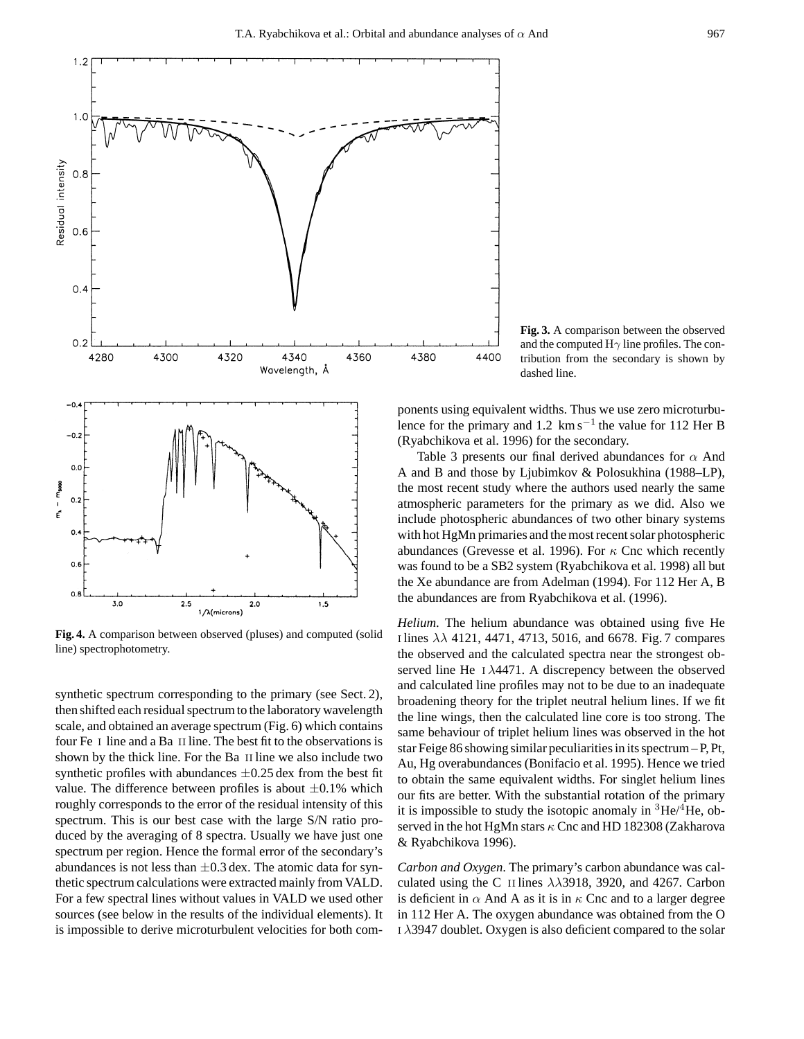**Fig. 3.** A comparison between the observed and the computed Hγ line profiles. The contribution from the secondary is shown by dashed line.

**Fig. 4.** A comparison between observed (pluses) and computed (solid line) spectrophotometry.

synthetic spectrum corresponding to the primary (see Sect. 2), then shifted each residual spectrum to the laboratory wavelength scale, and obtained an average spectrum (Fig. 6) which contains four Fe I line and a Ba II line. The best fit to the observations is shown by the thick line. For the Ba II line we also include two synthetic profiles with abundances $\pm 0.25$ dex from the best fit value. The difference between profiles is about $\pm 0.1\%$ which roughly corresponds to the error of the residual intensity of this spectrum. This is our best case with the large S/N ratio produced by the averaging of 8 spectra. Usually we have just one spectrum per region. Hence the formal error of the secondary's abundances is not less than $\pm 0.3$ dex. The atomic data for synthetic spectrum calculations were extracted mainly from VALD. For a few spectral lines without values in VALD we used other sources (see below in the results of the individual elements). It is impossible to derive microturbulent velocities for both components using equivalent widths. Thus we use zero microturbulence for the primary and 1.2 $\mathrm{km\,s^{-1}}$ the value for 112 Her B (Ryabchikova et al. 1996) for the secondary.

Table 3 presents our final derived abundances for $\alpha$ And A and B and those by Ljubimkov & Polosukhina (1988–LP), the most recent study where the authors used nearly the same atmospheric parameters for the primary as we did. Also we include photospheric abundances of two other binary systems with hot HgMn primaries and the most recent solar photospheric abundances (Grevesse et al. 1996). For $\kappa$ Cnc which recently was found to be a SB2 system (Ryabchikova et al. 1998) all but the Xe abundance are from Adelman (1994). For 112 Her A, B the abundances are from Ryabchikova et al. (1996).

*Helium*. The helium abundance was obtained using five He I lines $\lambda\lambda$ 4121, 4471, 4713, 5016, and 6678. Fig. 7 compares the observed and the calculated spectra near the strongest observed line He I $\lambda$4471. A discrepency between the observed and calculated line profiles may not to be due to an inadequate broadening theory for the triplet neutral helium lines. If we fit the line wings, then the calculated line core is too strong. The same behaviour of triplet helium lines was observed in the hot star Feige 86 showing similar peculiarities in its spectrum – P, Pt, Au, Hg overabundances (Bonifacio et al. 1995). Hence we tried to obtain the same equivalent widths. For singlet helium lines our fits are better. With the substantial rotation of the primary it is impossible to study the isotopic anomaly in $^{3}$He/$^{4}$He, observed in the hot HgMn stars $\kappa$ Cnc and HD 182308 (Zakharova & Ryabchikova 1996).

*Carbon and Oxygen*. The primary's carbon abundance was calculated using the C II lines $\lambda\lambda$3918, 3920, and 4267. Carbon is deficient in $\alpha$ And A as it is in $\kappa$ Cnc and to a larger degree in 112 Her A. The oxygen abundance was obtained from the O I $\lambda$3947 doublet. Oxygen is also deficient compared to the solar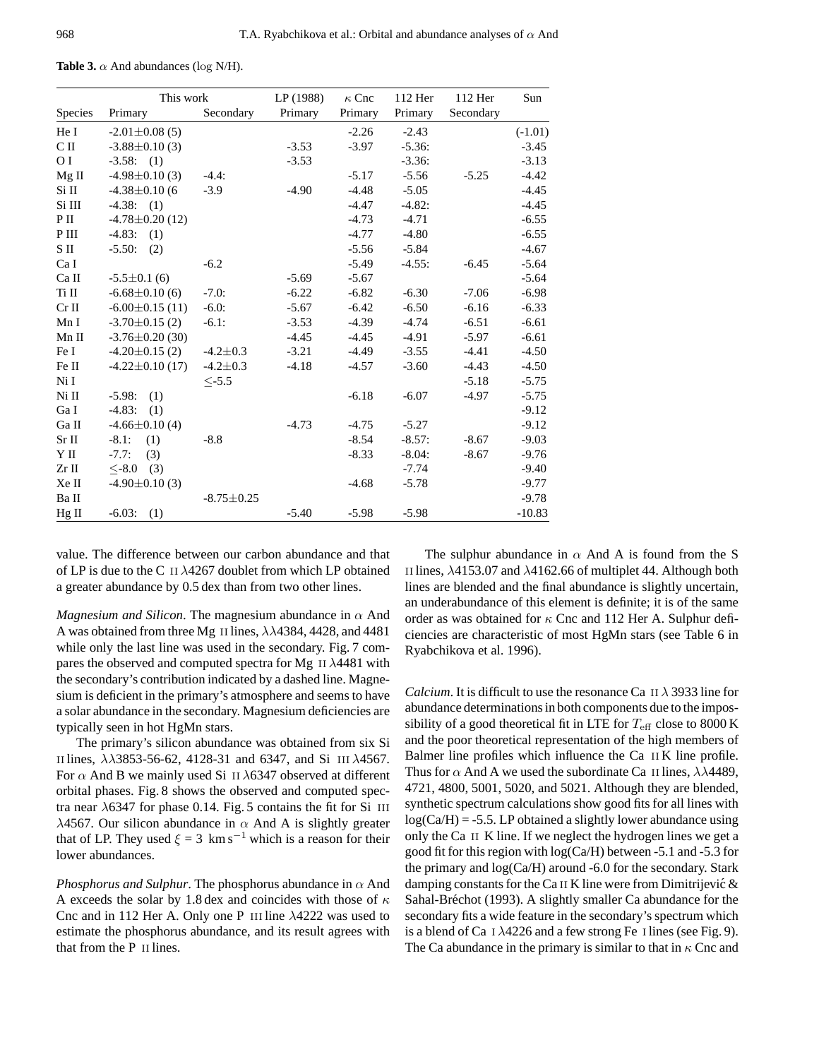**Table 3.** $\alpha$ And abundances (log N/H).

| | This work | | LP (1988) | $\kappa$ Cnc | 112 Her | 112 Her | Sun |
|---|---|---|---|---|---|---|---|
| Species | Primary | Secondary | Primary | Primary | Primary | Secondary | |
| He I | -2.01±0.08 (5) | | | -2.26 | -2.43 | | (-1.01) |
| C II | -3.88±0.10 (3) | | -3.53 | -3.97 | -5.36: | | -3.45 |
| O I | -3.58: (1) | | -3.53 | | -3.36: | | -3.13 |
| Mg II | -4.98±0.10 (3) | -4.4: | | -5.17 | -5.56 | -5.25 | -4.42 |
| Si II | -4.38±0.10 (6 | -3.9 | -4.90 | -4.48 | -5.05 | | -4.45 |
| Si III | -4.38: (1) | | | -4.47 | -4.82: | | -4.45 |
| P II | -4.78±0.20 (12) | | | -4.73 | -4.71 | | -6.55 |
| P III | -4.83: (1) | | | -4.77 | -4.80 | | -6.55 |
| S II | -5.50: (2) | | | -5.56 | -5.84 | | -4.67 |
| Ca I | | -6.2 | | -5.49 | -4.55: | -6.45 | -5.64 |
| Ca II | -5.5±0.1 (6) | | -5.69 | -5.67 | | | -5.64 |
| Ti II | -6.68±0.10 (6) | -7.0: | -6.22 | -6.82 | -6.30 | -7.06 | -6.98 |
| Cr II | -6.00±0.15 (11) | -6.0: | -5.67 | -6.42 | -6.50 | -6.16 | -6.33 |
| Mn I | -3.70±0.15 (2) | -6.1: | -3.53 | -4.39 | -4.74 | -6.51 | -6.61 |
| Mn II | -3.76±0.20 (30) | | -4.45 | -4.45 | -4.91 | -5.97 | -6.61 |
| Fe I | -4.20±0.15 (2) | -4.2±0.3 | -3.21 | -4.49 | -3.55 | -4.41 | -4.50 |
| Fe II | -4.22±0.10 (17) | -4.2±0.3 | -4.18 | -4.57 | -3.60 | -4.43 | -4.50 |
| Ni I | | ≤-5.5 | | | | -5.18 | -5.75 |
| Ni II | -5.98: (1) | | | -6.18 | -6.07 | -4.97 | -5.75 |
| Ga I | -4.83: (1) | | | | | | -9.12 |
| Ga II | -4.66±0.10 (4) | | -4.73 | -4.75 | -5.27 | | -9.12 |
| Sr II | -8.1: (1) | -8.8 | | -8.54 | -8.57: | -8.67 | -9.03 |
| Y II | -7.7: (3) | | | -8.33 | -8.04: | -8.67 | -9.76 |
| Zr II | ≤-8.0 (3) | | | | -7.74 | | -9.40 |
| Xe II | -4.90±0.10 (3) | | | -4.68 | -5.78 | | -9.77 |
| Ba II | | -8.75±0.25 | | | | | -9.78 |
| Hg II | -6.03: (1) | | -5.40 | -5.98 | -5.98 | | -10.83 |

value. The difference between our carbon abundance and that of LP is due to the C II $\lambda$4267 doublet from which LP obtained a greater abundance by 0.5 dex than from two other lines.

*Magnesium and Silicon*. The magnesium abundance in $\alpha$ And A was obtained from three Mg II lines, $\lambda\lambda$4384, 4428, and 4481 while only the last line was used in the secondary. Fig. 7 compares the observed and computed spectra for Mg II $\lambda$4481 with the secondary's contribution indicated by a dashed line. Magnesium is deficient in the primary's atmosphere and seems to have a solar abundance in the secondary. Magnesium deficiencies are typically seen in hot HgMn stars.

The primary's silicon abundance was obtained from six Si II lines, $\lambda\lambda$3853-56-62, 4128-31 and 6347, and Si III $\lambda$4567. For $\alpha$ And B we mainly used Si II $\lambda$6347 observed at different orbital phases. Fig. 8 shows the observed and computed spectra near $\lambda$6347 for phase 0.14. Fig. 5 contains the fit for Si III $\lambda$4567. Our silicon abundance in $\alpha$ And A is slightly greater that of LP. They used $\xi$ = 3 km s$^{-1}$ which is a reason for their lower abundances.

*Phosphorus and Sulphur*. The phosphorus abundance in $\alpha$ And A exceeds the solar by 1.8 dex and coincides with those of $\kappa$ Cnc and in 112 Her A. Only one P III line $\lambda$4222 was used to estimate the phosphorus abundance, and its result agrees with that from the P II lines.

The sulphur abundance in $\alpha$ And A is found from the S II lines, $\lambda$4153.07 and $\lambda$4162.66 of multiplet 44. Although both lines are blended and the final abundance is slightly uncertain, an underabundance of this element is definite; it is of the same order as was obtained for $\kappa$ Cnc and 112 Her A. Sulphur deficiencies are characteristic of most HgMn stars (see Table 6 in Ryabchikova et al. 1996).

*Calcium*. It is difficult to use the resonance Ca II $\lambda$ 3933 line for abundance determinations in both components due to the impossibility of a good theoretical fit in LTE for $T_{\rm eff}$ close to 8000 K and the poor theoretical representation of the high members of Balmer line profiles which influence the Ca II K line profile. Thus for $\alpha$ And A we used the subordinate Ca II lines, $\lambda\lambda$4489, 4721, 4800, 5001, 5020, and 5021. Although they are blended, synthetic spectrum calculations show good fits for all lines with log(Ca/H) = -5.5. LP obtained a slightly lower abundance using only the Ca II K line. If we neglect the hydrogen lines we get a good fit for this region with log(Ca/H) between -5.1 and -5.3 for the primary and log(Ca/H) around -6.0 for the secondary. Stark damping constants for the Ca II K line were from Dimitrijević & Sahal-Bréchot (1993). A slightly smaller Ca abundance for the secondary fits a wide feature in the secondary's spectrum which is a blend of Ca I $\lambda$4226 and a few strong Fe I lines (see Fig. 9). The Ca abundance in the primary is similar to that in $\kappa$ Cnc and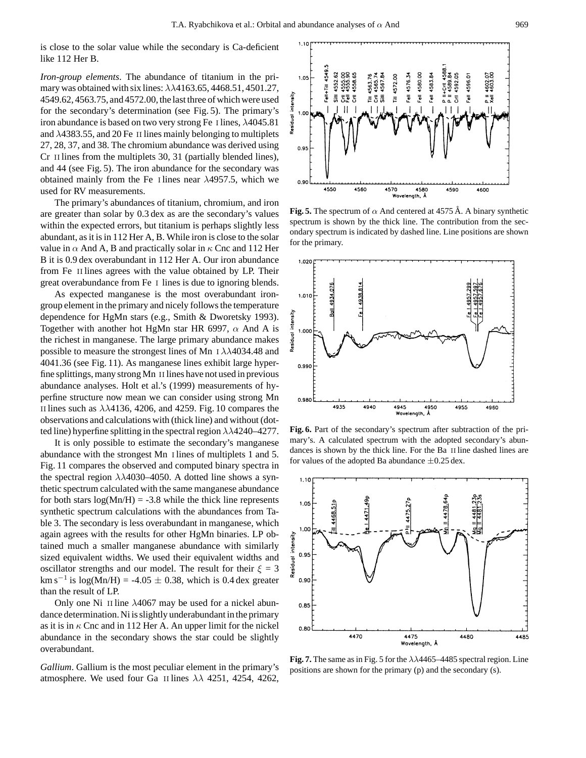is close to the solar value while the secondary is Ca-deficient like 112 Her B.

*Iron-group elements*. The abundance of titanium in the primary was obtained with six lines: $\lambda\lambda$4163.65, 4468.51, 4501.27, 4549.62, 4563.75, and 4572.00, the last three of which were used for the secondary's determination (see Fig. 5). The primary's iron abundance is based on two very strong Fe I lines, $\lambda$4045.81 and $\lambda$4383.55, and 20 Fe II lines mainly belonging to multiplets 27, 28, 37, and 38. The chromium abundance was derived using Cr II lines from the multiplets 30, 31 (partially blended lines), and 44 (see Fig. 5). The iron abundance for the secondary was obtained mainly from the Fe I lines near $\lambda$4957.5, which we used for RV measurements.

The primary's abundances of titanium, chromium, and iron are greater than solar by 0.3 dex as are the secondary's values within the expected errors, but titanium is perhaps slightly less abundant, as it is in 112 Her A, B. While iron is close to the solar value in $\alpha$ And A, B and practically solar in $\kappa$ Cnc and 112 Her B it is 0.9 dex overabundant in 112 Her A. Our iron abundance from Fe II lines agrees with the value obtained by LP. Their great overabundance from Fe I lines is due to ignoring blends.

As expected manganese is the most overabundant iron-group element in the primary and nicely follows the temperature dependence for HgMn stars (e.g., Smith & Dworetsky 1993). Together with another hot HgMn star HR 6997, $\alpha$ And A is the richest in manganese. The large primary abundance makes possible to measure the strongest lines of Mn I $\lambda\lambda$4034.48 and 4041.36 (see Fig. 11). As manganese lines exhibit large hyperfine splittings, many strong Mn II lines have not used in previous abundance analyses. Holt et al.'s (1999) measurements of hyperfine structure now mean we can consider using strong Mn II lines such as $\lambda\lambda$4136, 4206, and 4259. Fig. 10 compares the observations and calculations with (thick line) and without (dotted line) hyperfine splitting in the spectral region $\lambda\lambda$4240–4277.

It is only possible to estimate the secondary's manganese abundance with the strongest Mn I lines of multiplets 1 and 5. Fig. 11 compares the observed and computed binary spectra in the spectral region $\lambda\lambda$4030–4050. A dotted line shows a synthetic spectrum calculated with the same manganese abundance for both stars log(Mn/H) = -3.8 while the thick line represents synthetic spectrum calculations with the abundances from Table 3. The secondary is less overabundant in manganese, which again agrees with the results for other HgMn binaries. LP obtained much a smaller manganese abundance with similarly sized equivalent widths. We used their equivalent widths and oscillator strengths and our model. The result for their $\xi$ = 3 km s$^{-1}$ is log(Mn/H) = -4.05 $\pm$ 0.38, which is 0.4 dex greater than the result of LP.

Only one Ni II line $\lambda$4067 may be used for a nickel abundance determination. Ni is slightly underabundant in the primary as it is in $\kappa$ Cnc and in 112 Her A. An upper limit for the nickel abundance in the secondary shows the star could be slightly overabundant.

*Gallium*. Gallium is the most peculiar element in the primary's atmosphere. We used four Ga II lines $\lambda\lambda$ 4251, 4254, 4262,

**Fig. 5.** The spectrum of $\alpha$ And centered at 4575 Å. A binary synthetic spectrum is shown by the thick line. The contribution from the secondary spectrum is indicated by dashed line. Line positions are shown for the primary.

**Fig. 6.** Part of the secondary's spectrum after subtraction of the primary's. A calculated spectrum with the adopted secondary's abundances is shown by the thick line. For the Ba II line dashed lines are for values of the adopted Ba abundance $\pm$0.25 dex.

**Fig. 7.** The same as in Fig. 5 for the $\lambda\lambda$4465–4485 spectral region. Line positions are shown for the primary (p) and the secondary (s).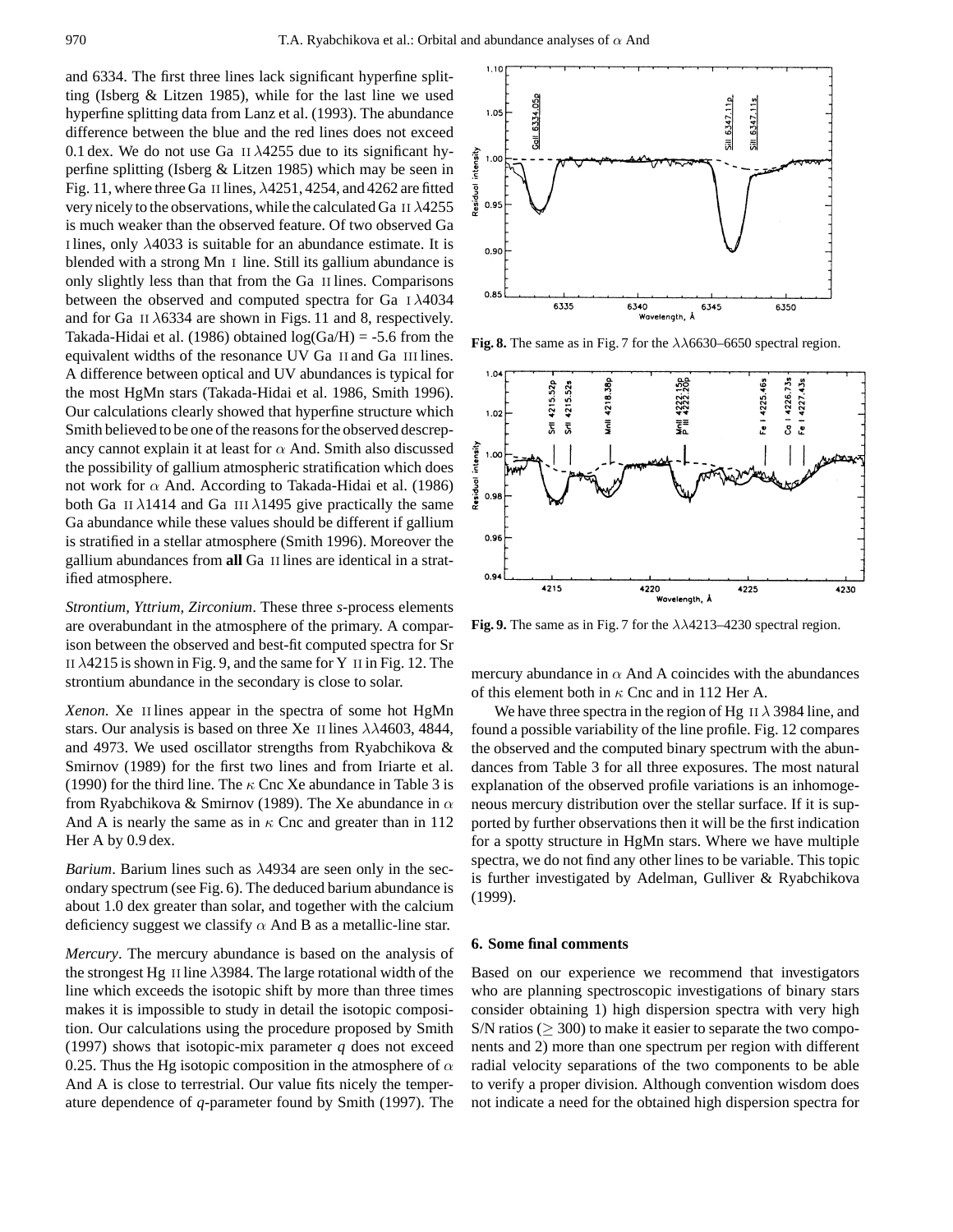and 6334. The first three lines lack significant hyperfine splitting (Isberg & Litzen 1985), while for the last line we used hyperfine splitting data from Lanz et al. (1993). The abundance difference between the blue and the red lines does not exceed 0.1 dex. We do not use Ga II $\lambda$4255 due to its significant hyperfine splitting (Isberg & Litzen 1985) which may be seen in Fig. 11, where three Ga II lines, $\lambda$4251, 4254, and 4262 are fitted very nicely to the observations, while the calculated Ga II $\lambda$4255 is much weaker than the observed feature. Of two observed Ga I lines, only $\lambda$4033 is suitable for an abundance estimate. It is blended with a strong Mn I line. Still its gallium abundance is only slightly less than that from the Ga II lines. Comparisons between the observed and computed spectra for Ga I $\lambda$4034 and for Ga II $\lambda$6334 are shown in Figs. 11 and 8, respectively. Takada-Hidai et al. (1986) obtained log(Ga/H) = -5.6 from the equivalent widths of the resonance UV Ga II and Ga III lines. A difference between optical and UV abundances is typical for the most HgMn stars (Takada-Hidai et al. 1986, Smith 1996). Our calculations clearly showed that hyperfine structure which Smith believed to be one of the reasons for the observed descrepancy cannot explain it at least for $\alpha$ And. Smith also discussed the possibility of gallium atmospheric stratification which does not work for $\alpha$ And. According to Takada-Hidai et al. (1986) both Ga II $\lambda$1414 and Ga III $\lambda$1495 give practically the same Ga abundance while these values should be different if gallium is stratified in a stellar atmosphere (Smith 1996). Moreover the gallium abundances from **all** Ga II lines are identical in a stratified atmosphere.

*Strontium, Yttrium, Zirconium*. These three *s*-process elements are overabundant in the atmosphere of the primary. A comparison between the observed and best-fit computed spectra for Sr II $\lambda$4215 is shown in Fig. 9, and the same for Y II in Fig. 12. The strontium abundance in the secondary is close to solar.

*Xenon*. Xe II lines appear in the spectra of some hot HgMn stars. Our analysis is based on three Xe II lines $\lambda\lambda$4603, 4844, and 4973. We used oscillator strengths from Ryabchikova & Smirnov (1989) for the first two lines and from Iriarte et al. (1990) for the third line. The $\kappa$ Cnc Xe abundance in Table 3 is from Ryabchikova & Smirnov (1989). The Xe abundance in $\alpha$ And A is nearly the same as in $\kappa$ Cnc and greater than in 112 Her A by 0.9 dex.

*Barium*. Barium lines such as $\lambda$4934 are seen only in the secondary spectrum (see Fig. 6). The deduced barium abundance is about 1.0 dex greater than solar, and together with the calcium deficiency suggest we classify $\alpha$ And B as a metallic-line star.

*Mercury*. The mercury abundance is based on the analysis of the strongest Hg II line $\lambda$3984. The large rotational width of the line which exceeds the isotopic shift by more than three times makes it is impossible to study in detail the isotopic composition. Our calculations using the procedure proposed by Smith (1997) shows that isotopic-mix parameter *q* does not exceed 0.25. Thus the Hg isotopic composition in the atmosphere of $\alpha$ And A is close to terrestrial. Our value fits nicely the temperature dependence of *q*-parameter found by Smith (1997). The mercury abundance in $\alpha$ And A coincides with the abundances of this element both in $\kappa$ Cnc and in 112 Her A.

We have three spectra in the region of Hg II $\lambda$ 3984 line, and found a possible variability of the line profile. Fig. 12 compares the observed and the computed binary spectrum with the abundances from Table 3 for all three exposures. The most natural explanation of the observed profile variations is an inhomogeneous mercury distribution over the stellar surface. If it is supported by further observations then it will be the first indication for a spotty structure in HgMn stars. Where we have multiple spectra, we do not find any other lines to be variable. This topic is further investigated by Adelman, Gulliver & Ryabchikova (1999).

**Fig. 8.** The same as in Fig. 7 for the $\lambda\lambda$6630–6650 spectral region.

**Fig. 9.** The same as in Fig. 7 for the $\lambda\lambda$4213–4230 spectral region.

## 6. Some final comments

Based on our experience we recommend that investigators who are planning spectroscopic investigations of binary stars consider obtaining 1) high dispersion spectra with very high S/N ratios ($\geq$ 300) to make it easier to separate the two components and 2) more than one spectrum per region with different radial velocity separations of the two components to be able to verify a proper division. Although convention wisdom does not indicate a need for the obtained high dispersion spectra for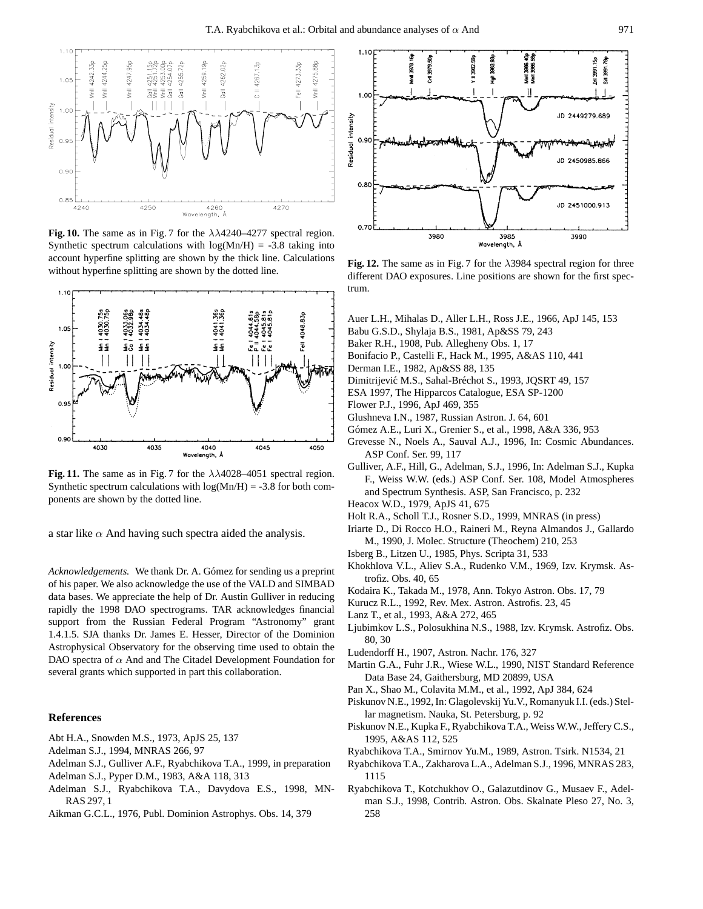Fig. 10. The same as in Fig. 7 for the $\lambda\lambda$4240–4277 spectral region. Synthetic spectrum calculations with log(Mn/H) = -3.8 taking into account hyperfine splitting are shown by the thick line. Calculations without hyperfine splitting are shown by the dotted line.

Fig. 11. The same as in Fig. 7 for the $\lambda\lambda$4028–4051 spectral region. Synthetic spectrum calculations with log(Mn/H) = -3.8 for both components are shown by the dotted line.

a star like $\alpha$ And having such spectra aided the analysis.

*Acknowledgements.* We thank Dr. A. Gómez for sending us a preprint of his paper. We also acknowledge the use of the VALD and SIMBAD data bases. We appreciate the help of Dr. Austin Gulliver in reducing rapidly the 1998 DAO spectrograms. TAR acknowledges financial support from the Russian Federal Program "Astronomy" grant 1.4.1.5. SJA thanks Dr. James E. Hesser, Director of the Dominion Astrophysical Observatory for the observing time used to obtain the DAO spectra of $\alpha$ And and The Citadel Development Foundation for several grants which supported in part this collaboration.

Fig. 12. The same as in Fig. 7 for the $\lambda$3984 spectral region for three different DAO exposures. Line positions are shown for the first spectrum.

## References

Abt H.A., Snowden M.S., 1973, ApJS 25, 137
Adelman S.J., 1994, MNRAS 266, 97
Adelman S.J., Gulliver A.F., Ryabchikova T.A., 1999, in preparation
Adelman S.J., Pyper D.M., 1983, A&A 118, 313
Adelman S.J., Ryabchikova T.A., Davydova E.S., 1998, MNRAS 297, 1
Aikman G.C.L., 1976, Publ. Dominion Astrophys. Obs. 14, 379
Auer L.H., Mihalas D., Aller L.H., Ross J.E., 1966, ApJ 145, 153
Babu G.S.D., Shylaja B.S., 1981, Ap&SS 79, 243
Baker R.H., 1908, Pub. Allegheny Obs. 1, 17
Bonifacio P., Castelli F., Hack M., 1995, A&AS 110, 441
Derman I.E., 1982, Ap&SS 88, 135
Dimitrijević M.S., Sahal-Bréchot S., 1993, JQSRT 49, 157
ESA 1997, The Hipparcos Catalogue, ESA SP-1200
Flower P.J., 1996, ApJ 469, 355
Glushneva I.N., 1987, Russian Astron. J. 64, 601
Gómez A.E., Luri X., Grenier S., et al., 1998, A&A 336, 953
Grevesse N., Noels A., Sauval A.J., 1996, In: Cosmic Abundances. ASP Conf. Ser. 99, 117
Gulliver, A.F., Hill, G., Adelman, S.J., 1996, In: Adelman S.J., Kupka F., Weiss W.W. (eds.) ASP Conf. Ser. 108, Model Atmospheres and Spectrum Synthesis. ASP, San Francisco, p. 232
Heacox W.D., 1979, ApJS 41, 675
Holt R.A., Scholl T.J., Rosner S.D., 1999, MNRAS (in press)
Iriarte D., Di Rocco H.O., Raineri M., Reyna Almandos J., Gallardo M., 1990, J. Molec. Structure (Theochem) 210, 253
Isberg B., Litzen U., 1985, Phys. Scripta 31, 533
Khokhlova V.L., Aliev S.A., Rudenko V.M., 1969, Izv. Krymsk. Astrofiz. Obs. 40, 65
Kodaira K., Takada M., 1978, Ann. Tokyo Astron. Obs. 17, 79
Kurucz R.L., 1992, Rev. Mex. Astron. Astrofis. 23, 45
Lanz T., et al., 1993, A&A 272, 465
Ljubimkov L.S., Polosukhina N.S., 1988, Izv. Krymsk. Astrofiz. Obs. 80, 30
Ludendorff H., 1907, Astron. Nachr. 176, 327
Martin G.A., Fuhr J.R., Wiese W.L., 1990, NIST Standard Reference Data Base 24, Gaithersburg, MD 20899, USA
Pan X., Shao M., Colavita M.M., et al., 1992, ApJ 384, 624
Piskunov N.E., 1992, In: Glagolevskij Yu.V., Romanyuk I.I. (eds.) Stellar magnetism. Nauka, St. Petersburg, p. 92
Piskunov N.E., Kupka F., Ryabchikova T.A., Weiss W.W., Jeffery C.S., 1995, A&AS 112, 525
Ryabchikova T.A., Smirnov Yu.M., 1989, Astron. Tsirk. N1534, 21
Ryabchikova T.A., Zakharova L.A., Adelman S.J., 1996, MNRAS 283, 1115
Ryabchikova T., Kotchukhov O., Galazutdinov G., Musaev F., Adelman S.J., 1998, Contrib. Astron. Obs. Skalnate Pleso 27, No. 3, 258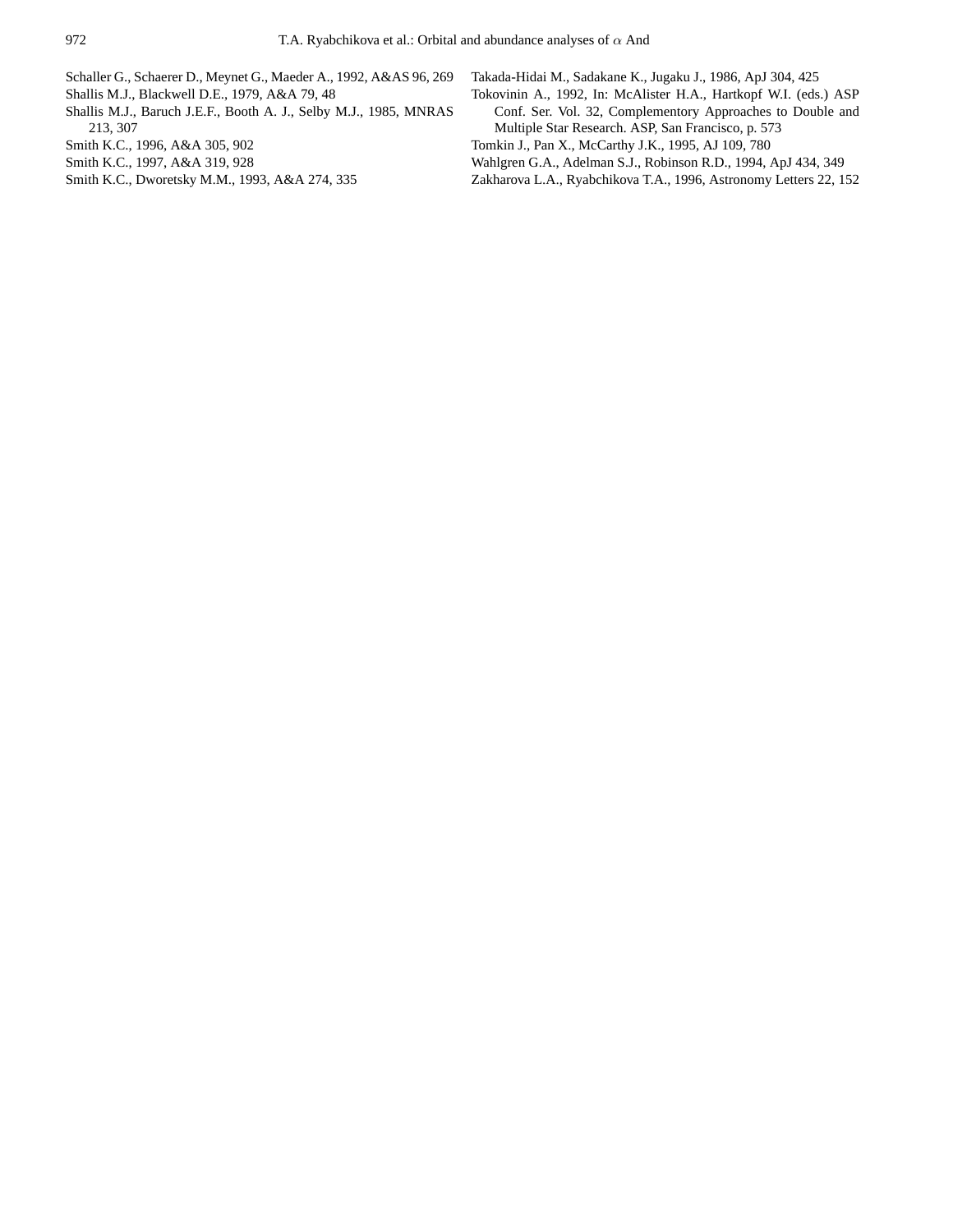Schaller G., Schaerer D., Meynet G., Maeder A., 1992, A&AS 96, 269

Shallis M.J., Blackwell D.E., 1979, A&A 79, 48

Shallis M.J., Baruch J.E.F., Booth A. J., Selby M.J., 1985, MNRAS 213, 307

Smith K.C., 1996, A&A 305, 902

Smith K.C., 1997, A&A 319, 928

Smith K.C., Dworetsky M.M., 1993, A&A 274, 335

Takada-Hidai M., Sadakane K., Jugaku J., 1986, ApJ 304, 425

Tokovinin A., 1992, In: McAlister H.A., Hartkopf W.I. (eds.) ASP Conf. Ser. Vol. 32, Complementory Approaches to Double and Multiple Star Research. ASP, San Francisco, p. 573

Tomkin J., Pan X., McCarthy J.K., 1995, AJ 109, 780

Wahlgren G.A., Adelman S.J., Robinson R.D., 1994, ApJ 434, 349

Zakharova L.A., Ryabchikova T.A., 1996, Astronomy Letters 22, 152